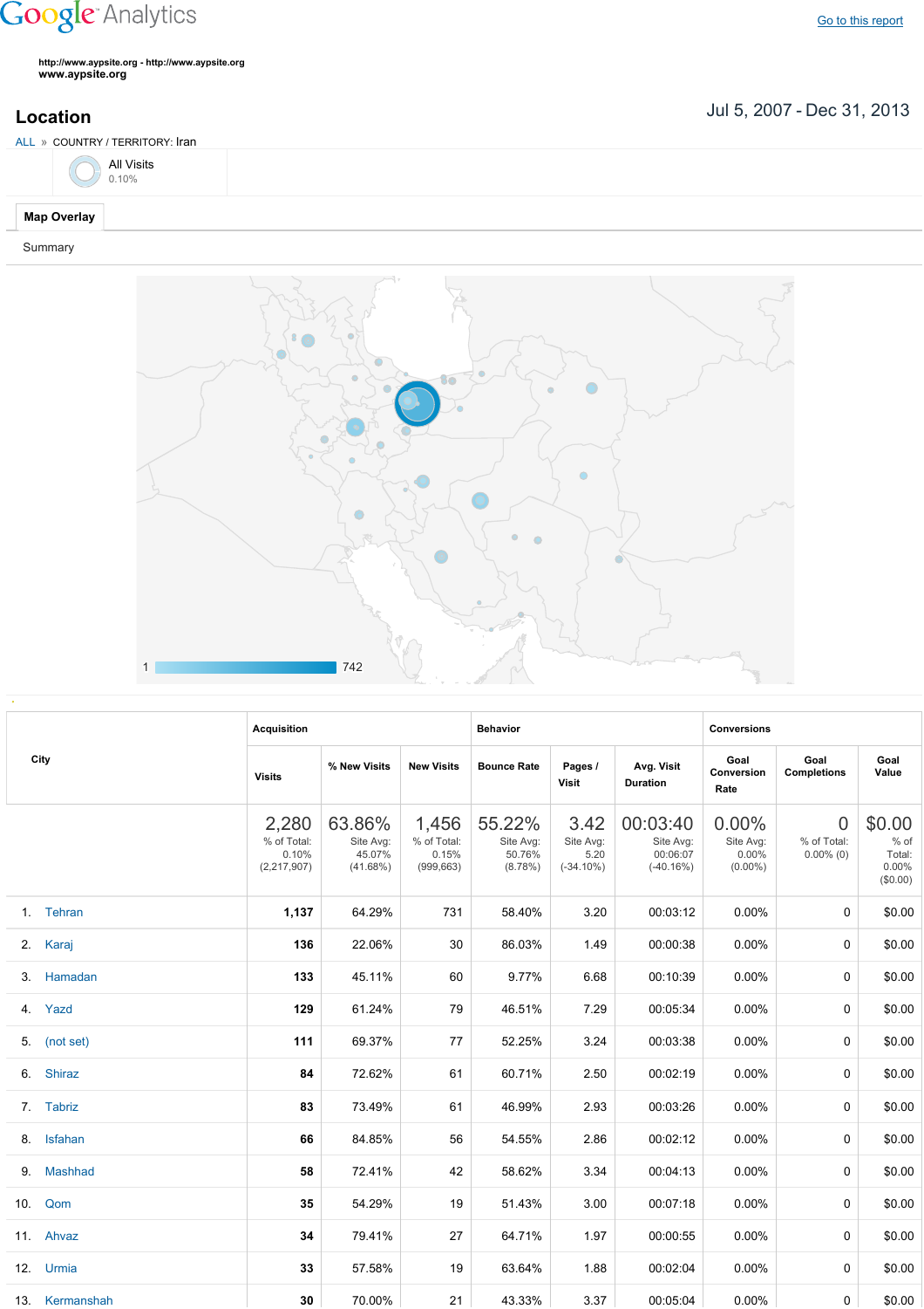Google Analytics

Go to this report

http://www.aypsite.org - http://www.aypsite.org
www.aypsite.org

## Location

Jul 5, 2007 - Dec 31, 2013

ALL » COUNTRY / TERRITORY: Iran

All Visits
0.10%

Map Overlay

Summary

1 742

| City | Acquisition | | | Behavior | | | Conversions | | |
|---|---|---|---|---|---|---|---|---|---|
| | Visits | % New Visits | New Visits | Bounce Rate | Pages / Visit | Avg. Visit Duration | Goal Conversion Rate | Goal Completions | Goal Value |
| | 2,280 % of Total: 0.10% (2,217,907) | 63.86% Site Avg: 45.07% (41.68%) | 1,456 % of Total: 0.15% (999,663) | 55.22% Site Avg: 50.76% (8.78%) | 3.42 Site Avg: 5.20 (-34.10%) | 00:03:40 Site Avg: 00:06:07 (-40.16%) | 0.00% Site Avg: 0.00% (0.00%) | 0 % of Total: 0.00% (0) | $0.00 % of Total: 0.00% ($0.00) |
| 1. Tehran | 1,137 | 64.29% | 731 | 58.40% | 3.20 | 00:03:12 | 0.00% | 0 | $0.00 |
| 2. Karaj | 136 | 22.06% | 30 | 86.03% | 1.49 | 00:00:38 | 0.00% | 0 | $0.00 |
| 3. Hamadan | 133 | 45.11% | 60 | 9.77% | 6.68 | 00:10:39 | 0.00% | 0 | $0.00 |
| 4. Yazd | 129 | 61.24% | 79 | 46.51% | 7.29 | 00:05:34 | 0.00% | 0 | $0.00 |
| 5. (not set) | 111 | 69.37% | 77 | 52.25% | 3.24 | 00:03:38 | 0.00% | 0 | $0.00 |
| 6. Shiraz | 84 | 72.62% | 61 | 60.71% | 2.50 | 00:02:19 | 0.00% | 0 | $0.00 |
| 7. Tabriz | 83 | 73.49% | 61 | 46.99% | 2.93 | 00:03:26 | 0.00% | 0 | $0.00 |
| 8. Isfahan | 66 | 84.85% | 56 | 54.55% | 2.86 | 00:02:12 | 0.00% | 0 | $0.00 |
| 9. Mashhad | 58 | 72.41% | 42 | 58.62% | 3.34 | 00:04:13 | 0.00% | 0 | $0.00 |
| 10. Qom | 35 | 54.29% | 19 | 51.43% | 3.00 | 00:07:18 | 0.00% | 0 | $0.00 |
| 11. Ahvaz | 34 | 79.41% | 27 | 64.71% | 1.97 | 00:00:55 | 0.00% | 0 | $0.00 |
| 12. Urmia | 33 | 57.58% | 19 | 63.64% | 1.88 | 00:02:04 | 0.00% | 0 | $0.00 |
| 13. Kermanshah | 30 | 70.00% | 21 | 43.33% | 3.37 | 00:05:04 | 0.00% | 0 | $0.00 |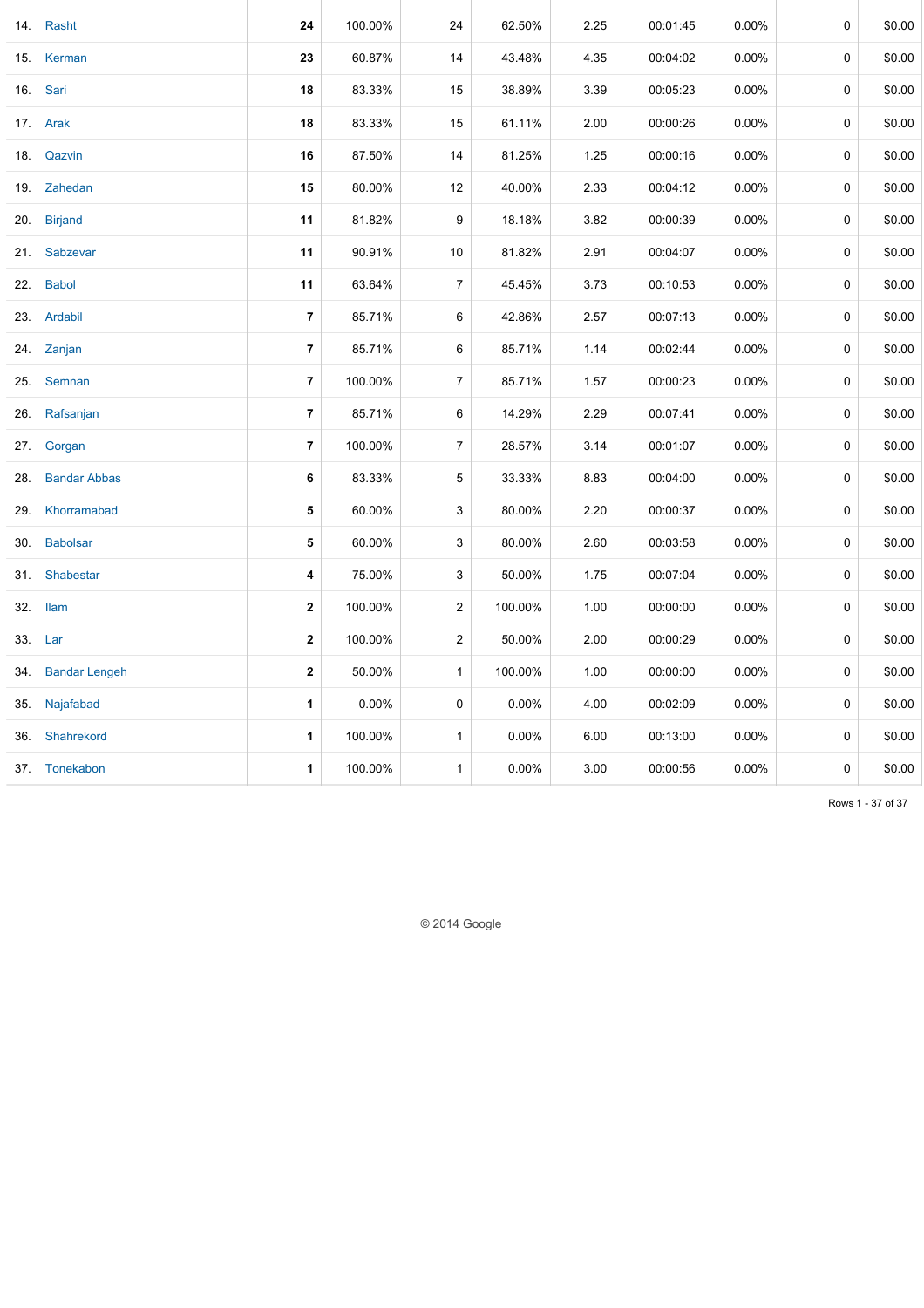| | | | | | | | | | |
|---|---|---|---|---|---|---|---|---|---|
| 14. | Rasht | **24** | 100.00% | 24 | 62.50% | 2.25 | 00:01:45 | 0.00% | 0 | $0.00 |
| 15. | Kerman | **23** | 60.87% | 14 | 43.48% | 4.35 | 00:04:02 | 0.00% | 0 | $0.00 |
| 16. | Sari | **18** | 83.33% | 15 | 38.89% | 3.39 | 00:05:23 | 0.00% | 0 | $0.00 |
| 17. | Arak | **18** | 83.33% | 15 | 61.11% | 2.00 | 00:00:26 | 0.00% | 0 | $0.00 |
| 18. | Qazvin | **16** | 87.50% | 14 | 81.25% | 1.25 | 00:00:16 | 0.00% | 0 | $0.00 |
| 19. | Zahedan | **15** | 80.00% | 12 | 40.00% | 2.33 | 00:04:12 | 0.00% | 0 | $0.00 |
| 20. | Birjand | **11** | 81.82% | 9 | 18.18% | 3.82 | 00:00:39 | 0.00% | 0 | $0.00 |
| 21. | Sabzevar | **11** | 90.91% | 10 | 81.82% | 2.91 | 00:04:07 | 0.00% | 0 | $0.00 |
| 22. | Babol | **11** | 63.64% | 7 | 45.45% | 3.73 | 00:10:53 | 0.00% | 0 | $0.00 |
| 23. | Ardabil | **7** | 85.71% | 6 | 42.86% | 2.57 | 00:07:13 | 0.00% | 0 | $0.00 |
| 24. | Zanjan | **7** | 85.71% | 6 | 85.71% | 1.14 | 00:02:44 | 0.00% | 0 | $0.00 |
| 25. | Semnan | **7** | 100.00% | 7 | 85.71% | 1.57 | 00:00:23 | 0.00% | 0 | $0.00 |
| 26. | Rafsanjan | **7** | 85.71% | 6 | 14.29% | 2.29 | 00:07:41 | 0.00% | 0 | $0.00 |
| 27. | Gorgan | **7** | 100.00% | 7 | 28.57% | 3.14 | 00:01:07 | 0.00% | 0 | $0.00 |
| 28. | Bandar Abbas | **6** | 83.33% | 5 | 33.33% | 8.83 | 00:04:00 | 0.00% | 0 | $0.00 |
| 29. | Khorramabad | **5** | 60.00% | 3 | 80.00% | 2.20 | 00:00:37 | 0.00% | 0 | $0.00 |
| 30. | Babolsar | **5** | 60.00% | 3 | 80.00% | 2.60 | 00:03:58 | 0.00% | 0 | $0.00 |
| 31. | Shabestar | **4** | 75.00% | 3 | 50.00% | 1.75 | 00:07:04 | 0.00% | 0 | $0.00 |
| 32. | Ilam | **2** | 100.00% | 2 | 100.00% | 1.00 | 00:00:00 | 0.00% | 0 | $0.00 |
| 33. | Lar | **2** | 100.00% | 2 | 50.00% | 2.00 | 00:00:29 | 0.00% | 0 | $0.00 |
| 34. | Bandar Lengeh | **2** | 50.00% | 1 | 100.00% | 1.00 | 00:00:00 | 0.00% | 0 | $0.00 |
| 35. | Najafabad | **1** | 0.00% | 0 | 0.00% | 4.00 | 00:02:09 | 0.00% | 0 | $0.00 |
| 36. | Shahrekord | **1** | 100.00% | 1 | 0.00% | 6.00 | 00:13:00 | 0.00% | 0 | $0.00 |
| 37. | Tonekabon | **1** | 100.00% | 1 | 0.00% | 3.00 | 00:00:56 | 0.00% | 0 | $0.00 |

Rows 1 - 37 of 37

© 2014 Google